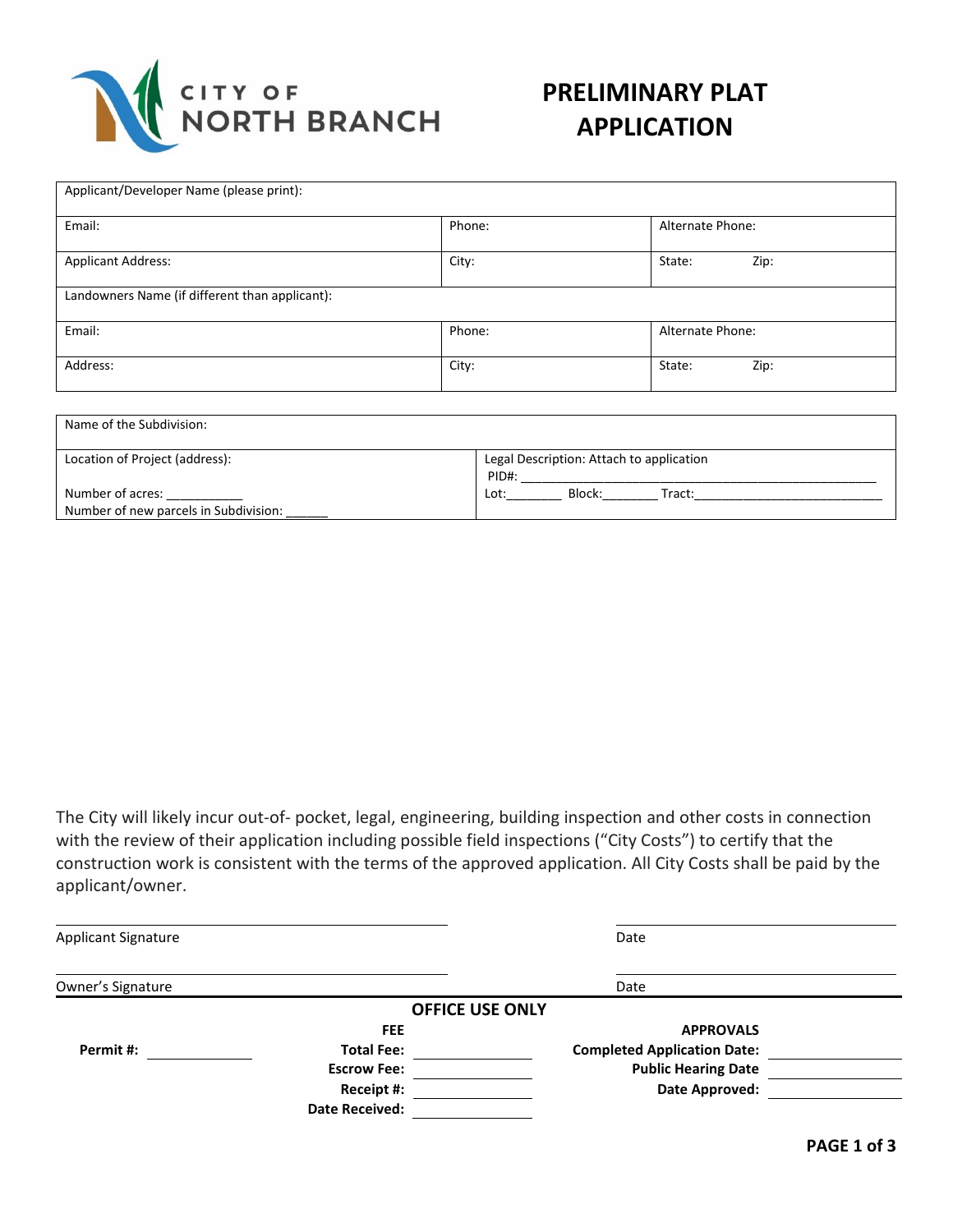CITY OF NORTH BRANCH

# PRELIMINARY PLAT APPLICATION

| Applicant/Developer Name (please print): | | |
|---|---|---|
| Email: | Phone: | Alternate Phone: |
| Applicant Address: | City: | State: Zip: |
| Landowners Name (if different than applicant): | | |
| Email: | Phone: | Alternate Phone: |
| Address: | City: | State: Zip: |

| Name of the Subdivision: | |
|---|---|
| Location of Project (address):<br><br>Number of acres: ___________<br>Number of new parcels in Subdivision: ______ | Legal Description: Attach to application<br>PID#: ____________________________________________________<br>Lot:________ Block:________ Tract:___________________________ |

The City will likely incur out-of- pocket, legal, engineering, building inspection and other costs in connection with the review of their application including possible field inspections ("City Costs") to certify that the construction work is consistent with the terms of the approved application. All City Costs shall be paid by the applicant/owner.

_______________________________ _______________________________
Applicant Signature Date

_______________________________ _______________________________
Owner's Signature Date

**OFFICE USE ONLY**

| | | **FEE** | | **APPROVALS** | |
|---|---|---|---|---|---|
| **Permit #:** | ____________ | **Total Fee:** | ____________ | **Completed Application Date:** | ____________ |
| | | **Escrow Fee:** | ____________ | **Public Hearing Date** | ____________ |
| | | **Receipt #:** | ____________ | **Date Approved:** | ____________ |
| | | **Date Received:** | ____________ | | |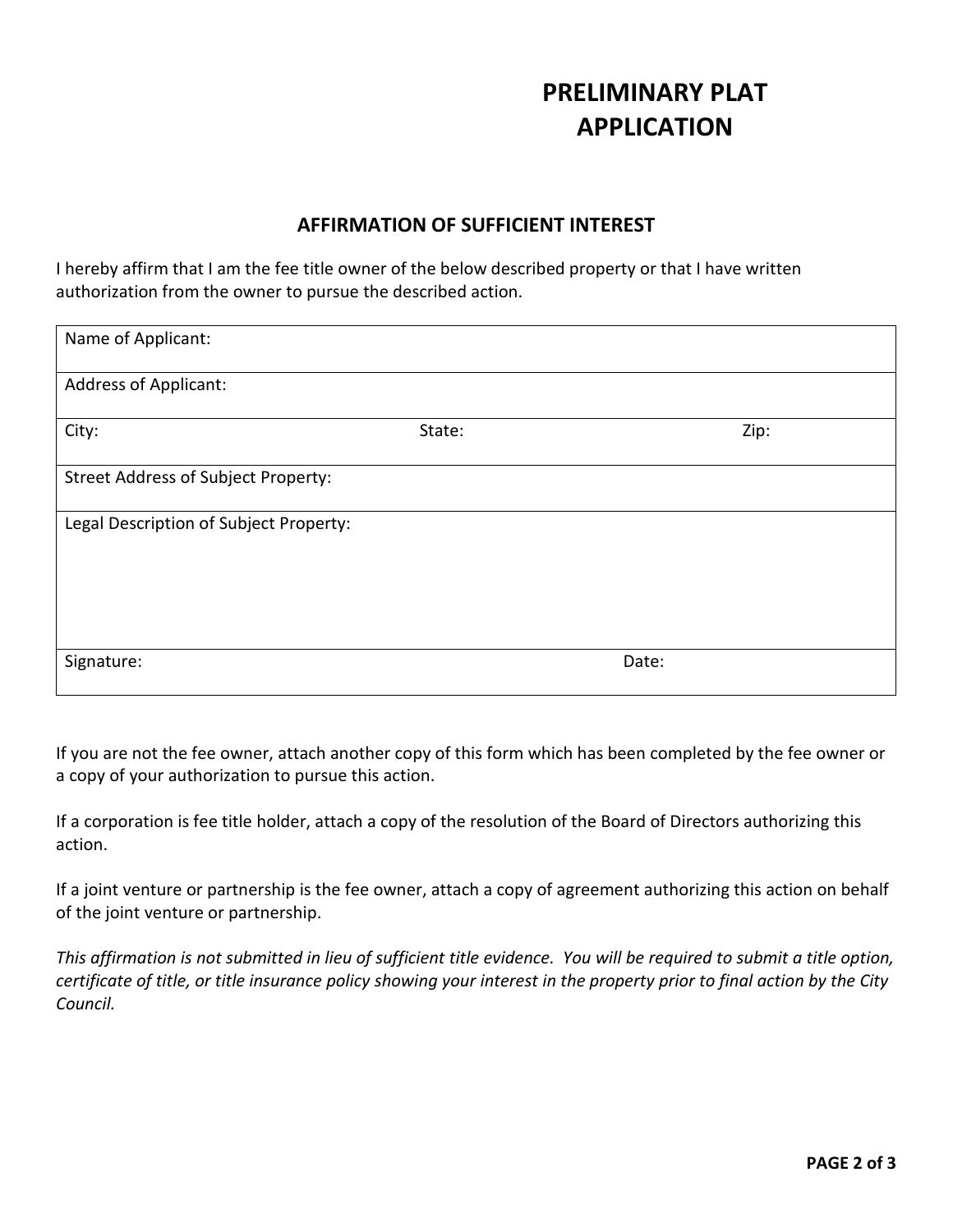# PRELIMINARY PLAT APPLICATION

## AFFIRMATION OF SUFFICIENT INTEREST

I hereby affirm that I am the fee title owner of the below described property or that I have written authorization from the owner to pursue the described action.

| Name of Applicant: | | |
|---|---|---|
| Address of Applicant: | | |
| City: | State: | Zip: |
| Street Address of Subject Property: | | |
| Legal Description of Subject Property: | | |
| Signature: | | Date: |

If you are not the fee owner, attach another copy of this form which has been completed by the fee owner or a copy of your authorization to pursue this action.

If a corporation is fee title holder, attach a copy of the resolution of the Board of Directors authorizing this action.

If a joint venture or partnership is the fee owner, attach a copy of agreement authorizing this action on behalf of the joint venture or partnership.

*This affirmation is not submitted in lieu of sufficient title evidence. You will be required to submit a title option, certificate of title, or title insurance policy showing your interest in the property prior to final action by the City Council.*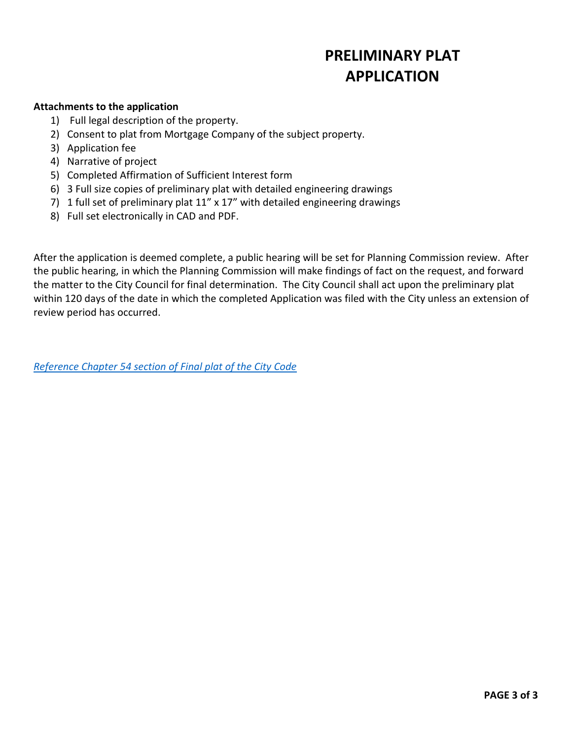# PRELIMINARY PLAT APPLICATION

**Attachments to the application**

1) Full legal description of the property.
2) Consent to plat from Mortgage Company of the subject property.
3) Application fee
4) Narrative of project
5) Completed Affirmation of Sufficient Interest form
6) 3 Full size copies of preliminary plat with detailed engineering drawings
7) 1 full set of preliminary plat 11" x 17" with detailed engineering drawings
8) Full set electronically in CAD and PDF.

After the application is deemed complete, a public hearing will be set for Planning Commission review. After the public hearing, in which the Planning Commission will make findings of fact on the request, and forward the matter to the City Council for final determination. The City Council shall act upon the preliminary plat within 120 days of the date in which the completed Application was filed with the City unless an extension of review period has occurred.

*Reference Chapter 54 section of Final plat of the City Code*